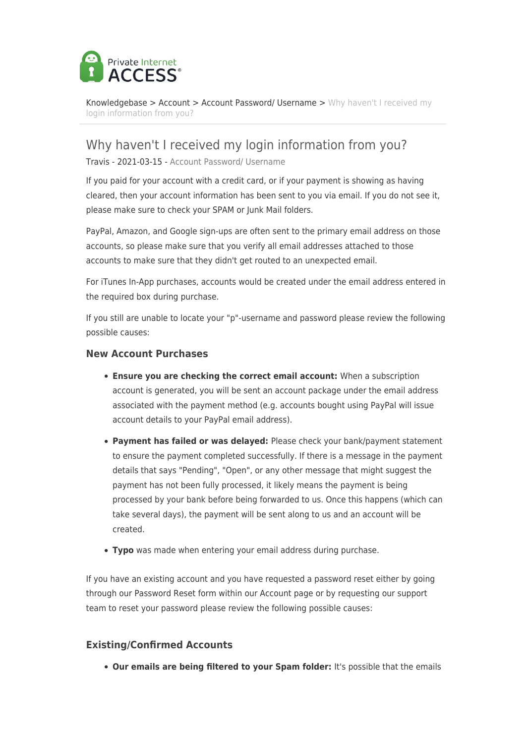Knowledgebase > Account > Account Password/ Username > Why haven't I received my login information from you?

# Why haven't I received my login information from you?

Travis - 2021-03-15 - Account Password/ Username

If you paid for your account with a credit card, or if your payment is showing as having cleared, then your account information has been sent to you via email. If you do not see it, please make sure to check your SPAM or Junk Mail folders.

PayPal, Amazon, and Google sign-ups are often sent to the primary email address on those accounts, so please make sure that you verify all email addresses attached to those accounts to make sure that they didn't get routed to an unexpected email.

For iTunes In-App purchases, accounts would be created under the email address entered in the required box during purchase.

If you still are unable to locate your "p"-username and password please review the following possible causes:

### New Account Purchases

- **Ensure you are checking the correct email account:** When a subscription account is generated, you will be sent an account package under the email address associated with the payment method (e.g. accounts bought using PayPal will issue account details to your PayPal email address).
- **Payment has failed or was delayed:** Please check your bank/payment statement to ensure the payment completed successfully. If there is a message in the payment details that says "Pending", "Open", or any other message that might suggest the payment has not been fully processed, it likely means the payment is being processed by your bank before being forwarded to us. Once this happens (which can take several days), the payment will be sent along to us and an account will be created.
- **Typo** was made when entering your email address during purchase.

If you have an existing account and you have requested a password reset either by going through our Password Reset form within our Account page or by requesting our support team to reset your password please review the following possible causes:

### Existing/Confirmed Accounts

- **Our emails are being filtered to your Spam folder:** It's possible that the emails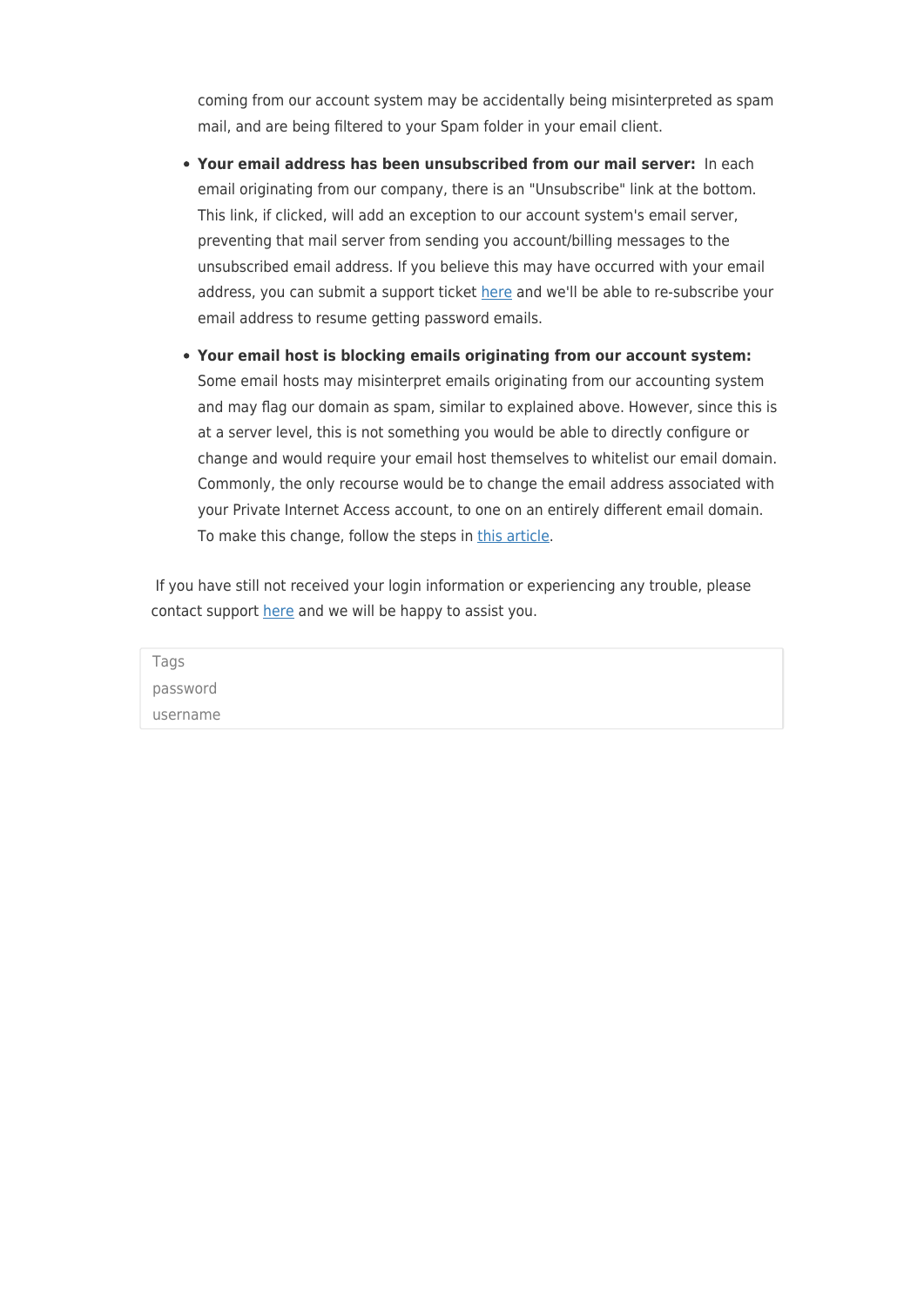coming from our account system may be accidentally being misinterpreted as spam mail, and are being filtered to your Spam folder in your email client.

- **Your email address has been unsubscribed from our mail server:** In each email originating from our company, there is an "Unsubscribe" link at the bottom. This link, if clicked, will add an exception to our account system's email server, preventing that mail server from sending you account/billing messages to the unsubscribed email address. If you believe this may have occurred with your email address, you can submit a support ticket here and we'll be able to re-subscribe your email address to resume getting password emails.
- **Your email host is blocking emails originating from our account system:** Some email hosts may misinterpret emails originating from our accounting system and may flag our domain as spam, similar to explained above. However, since this is at a server level, this is not something you would be able to directly configure or change and would require your email host themselves to whitelist our email domain. Commonly, the only recourse would be to change the email address associated with your Private Internet Access account, to one on an entirely different email domain. To make this change, follow the steps in this article.

If you have still not received your login information or experiencing any trouble, please contact support here and we will be happy to assist you.

Tags
password
username